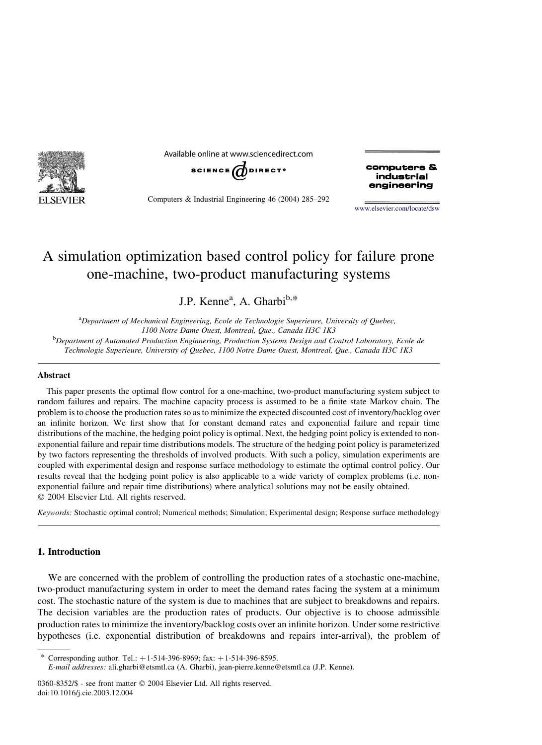# A simulation optimization based control policy for failure prone one-machine, two-product manufacturing systems

J.P. Kenne[a], A. Gharbi[b,*]

[a]Department of Mechanical Engineering, Ecole de Technologie Superieure, University of Quebec, 1100 Notre Dame Ouest, Montreal, Que., Canada H3C 1K3

[b]Department of Automated Production Enginnering, Production Systems Design and Control Laboratory, Ecole de Technologie Superieure, University of Quebec, 1100 Notre Dame Ouest, Montreal, Que., Canada H3C 1K3

## Abstract

This paper presents the optimal flow control for a one-machine, two-product manufacturing system subject to random failures and repairs. The machine capacity process is assumed to be a finite state Markov chain. The problem is to choose the production rates so as to minimize the expected discounted cost of inventory/backlog over an infinite horizon. We first show that for constant demand rates and exponential failure and repair time distributions of the machine, the hedging point policy is optimal. Next, the hedging point policy is extended to non-exponential failure and repair time distributions models. The structure of the hedging point policy is parameterized by two factors representing the thresholds of involved products. With such a policy, simulation experiments are coupled with experimental design and response surface methodology to estimate the optimal control policy. Our results reveal that the hedging point policy is also applicable to a wide variety of complex problems (i.e. non-exponential failure and repair time distributions) where analytical solutions may not be easily obtained.
© 2004 Elsevier Ltd. All rights reserved.

*Keywords:* Stochastic optimal control; Numerical methods; Simulation; Experimental design; Response surface methodology

## 1. Introduction

We are concerned with the problem of controlling the production rates of a stochastic one-machine, two-product manufacturing system in order to meet the demand rates facing the system at a minimum cost. The stochastic nature of the system is due to machines that are subject to breakdowns and repairs. The decision variables are the production rates of products. Our objective is to choose admissible production rates to minimize the inventory/backlog costs over an infinite horizon. Under some restrictive hypotheses (i.e. exponential distribution of breakdowns and repairs inter-arrival), the problem of

---

* Corresponding author. Tel.: +1-514-396-8969; fax: +1-514-396-8595.
*E-mail addresses:* ali.gharbi@etsmtl.ca (A. Gharbi), jean-pierre.kenne@etsmtl.ca (J.P. Kenne).

0360-8352/$ - see front matter © 2004 Elsevier Ltd. All rights reserved.
doi:10.1016/j.cie.2003.12.004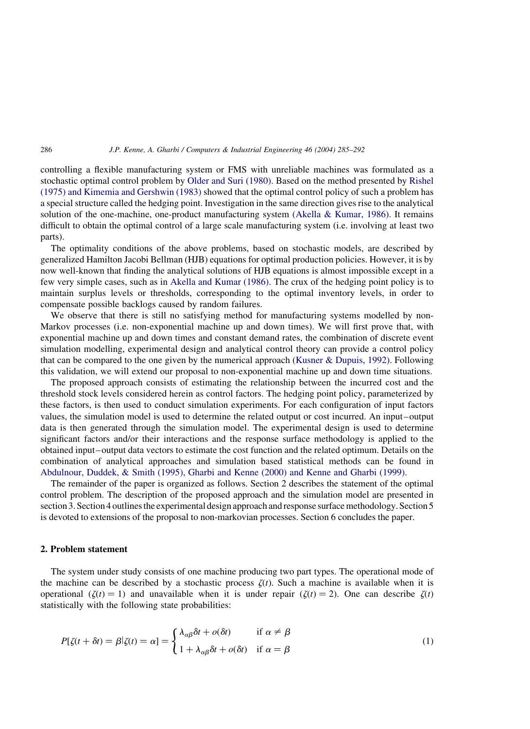controlling a flexible manufacturing system or FMS with unreliable machines was formulated as a stochastic optimal control problem by Older and Suri (1980). Based on the method presented by Rishel (1975) and Kimemia and Gershwin (1983) showed that the optimal control policy of such a problem has a special structure called the hedging point. Investigation in the same direction gives rise to the analytical solution of the one-machine, one-product manufacturing system (Akella & Kumar, 1986). It remains difficult to obtain the optimal control of a large scale manufacturing system (i.e. involving at least two parts).

The optimality conditions of the above problems, based on stochastic models, are described by generalized Hamilton Jacobi Bellman (HJB) equations for optimal production policies. However, it is by now well-known that finding the analytical solutions of HJB equations is almost impossible except in a few very simple cases, such as in Akella and Kumar (1986). The crux of the hedging point policy is to maintain surplus levels or thresholds, corresponding to the optimal inventory levels, in order to compensate possible backlogs caused by random failures.

We observe that there is still no satisfying method for manufacturing systems modelled by non-Markov processes (i.e. non-exponential machine up and down times). We will first prove that, with exponential machine up and down times and constant demand rates, the combination of discrete event simulation modelling, experimental design and analytical control theory can provide a control policy that can be compared to the one given by the numerical approach (Kusner & Dupuis, 1992). Following this validation, we will extend our proposal to non-exponential machine up and down time situations.

The proposed approach consists of estimating the relationship between the incurred cost and the threshold stock levels considered herein as control factors. The hedging point policy, parameterized by these factors, is then used to conduct simulation experiments. For each configuration of input factors values, the simulation model is used to determine the related output or cost incurred. An input–output data is then generated through the simulation model. The experimental design is used to determine significant factors and/or their interactions and the response surface methodology is applied to the obtained input–output data vectors to estimate the cost function and the related optimum. Details on the combination of analytical approaches and simulation based statistical methods can be found in Abdulnour, Duddek, & Smith (1995), Gharbi and Kenne (2000) and Kenne and Gharbi (1999).

The remainder of the paper is organized as follows. Section 2 describes the statement of the optimal control problem. The description of the proposed approach and the simulation model are presented in section 3. Section 4 outlines the experimental design approach and response surface methodology. Section 5 is devoted to extensions of the proposal to non-markovian processes. Section 6 concludes the paper.

## 2. Problem statement

The system under study consists of one machine producing two part types. The operational mode of the machine can be described by a stochastic process $\zeta(t)$. Such a machine is available when it is operational ($\zeta(t) = 1$) and unavailable when it is under repair ($\zeta(t) = 2$). One can describe $\zeta(t)$ statistically with the following state probabilities:

$$P[\zeta(t+\delta t) = \beta | \zeta(t) = \alpha] = \begin{cases} \lambda_{\alpha\beta}\delta t + o(\delta t) & \text{if } \alpha \neq \beta \\ 1 + \lambda_{\alpha\beta}\delta t + o(\delta t) & \text{if } \alpha = \beta \end{cases} \tag{1}$$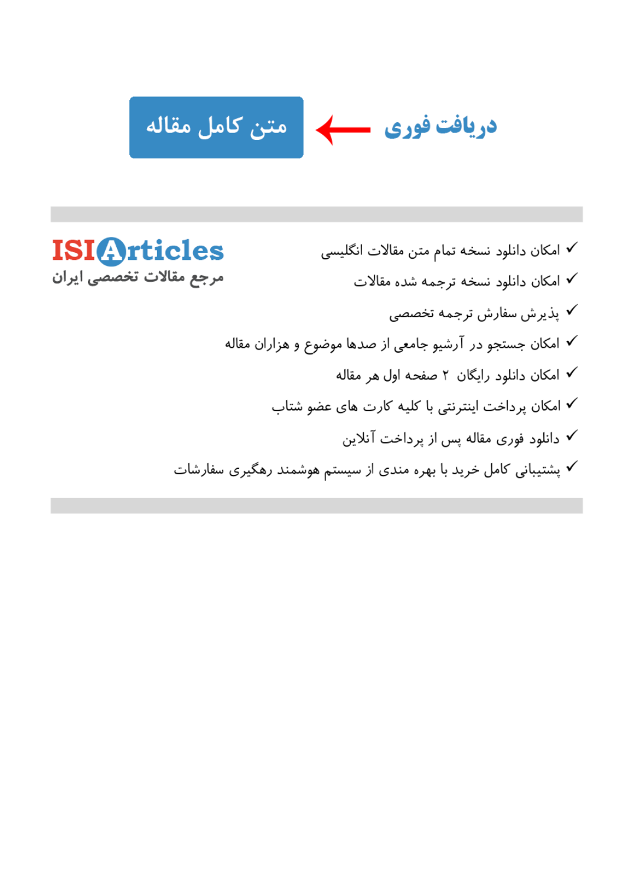دریافت فوری ← **متن کامل مقاله**

**ISIArticles**
مرجع مقالات تخصصی ایران

- ✓ امکان دانلود نسخه تمام متن مقالات انگلیسی
- ✓ امکان دانلود نسخه ترجمه شده مقالات
- ✓ پذیرش سفارش ترجمه تخصصی
- ✓ امکان جستجو در آرشیو جامعی از صدها موضوع و هزاران مقاله
- ✓ امکان دانلود رایگان ۲ صفحه اول هر مقاله
- ✓ امکان پرداخت اینترنتی با کلیه کارت های عضو شتاب
- ✓ دانلود فوری مقاله پس از پرداخت آنلاین
- ✓ پشتیبانی کامل خرید با بهره مندی از سیستم هوشمند رهگیری سفارشات